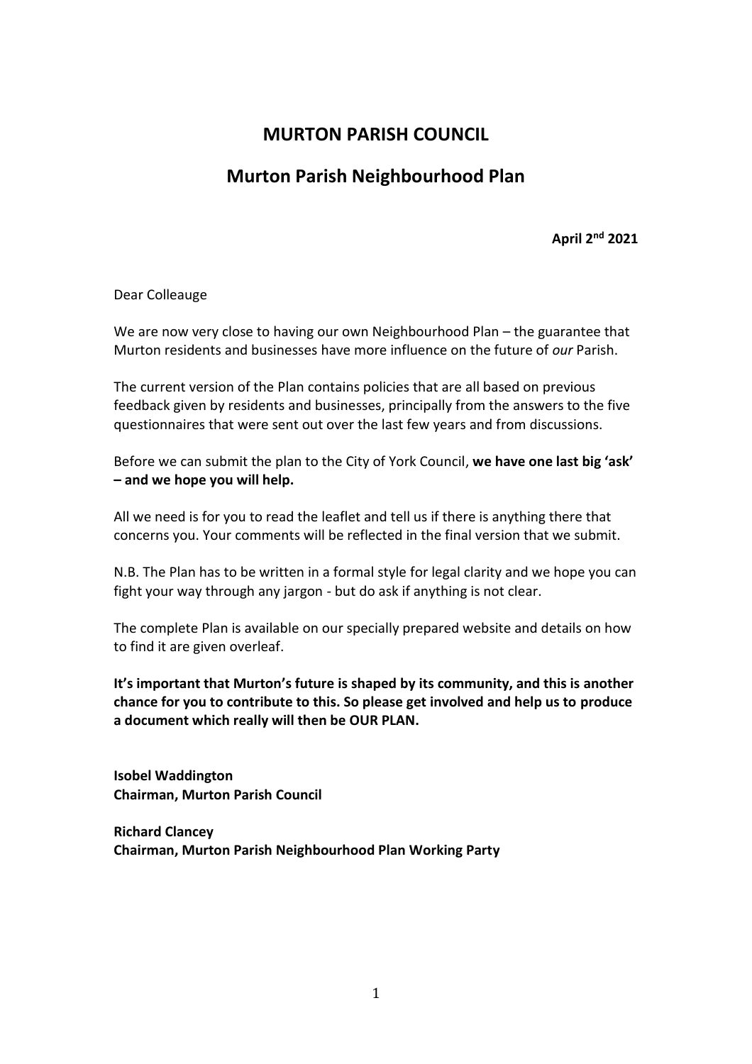# MURTON PARISH COUNCIL

## Murton Parish Neighbourhood Plan

**April 2nd 2021**

Dear Colleauge

We are now very close to having our own Neighbourhood Plan – the guarantee that Murton residents and businesses have more influence on the future of *our* Parish.

The current version of the Plan contains policies that are all based on previous feedback given by residents and businesses, principally from the answers to the five questionnaires that were sent out over the last few years and from discussions.

Before we can submit the plan to the City of York Council, **we have one last big 'ask' – and we hope you will help.**

All we need is for you to read the leaflet and tell us if there is anything there that concerns you. Your comments will be reflected in the final version that we submit.

N.B. The Plan has to be written in a formal style for legal clarity and we hope you can fight your way through any jargon - but do ask if anything is not clear.

The complete Plan is available on our specially prepared website and details on how to find it are given overleaf.

**It's important that Murton's future is shaped by its community, and this is another chance for you to contribute to this. So please get involved and help us to produce a document which really will then be OUR PLAN.**

**Isobel Waddington**
**Chairman, Murton Parish Council**

**Richard Clancey**
**Chairman, Murton Parish Neighbourhood Plan Working Party**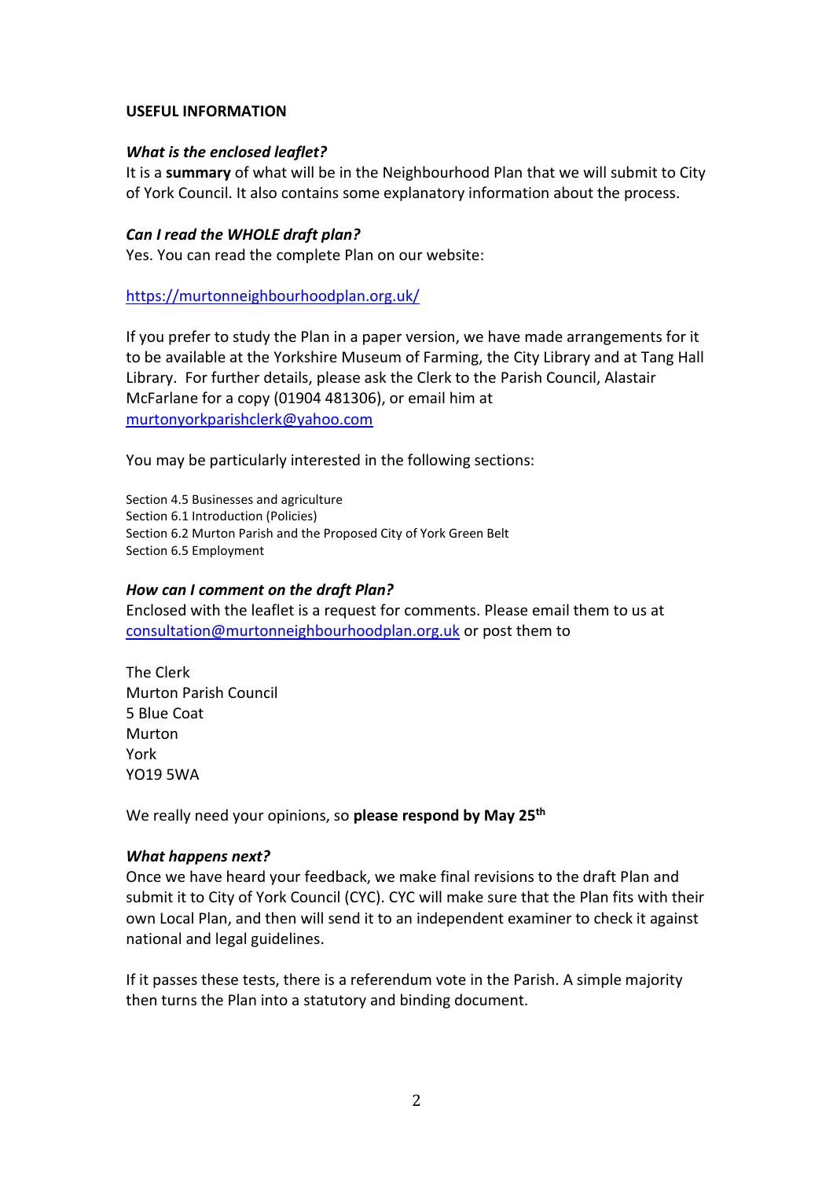**USEFUL INFORMATION**

***What is the enclosed leaflet?***

It is a **summary** of what will be in the Neighbourhood Plan that we will submit to City of York Council. It also contains some explanatory information about the process.

***Can I read the WHOLE draft plan?***

Yes. You can read the complete Plan on our website:

https://murtonneighbourhoodplan.org.uk/

If you prefer to study the Plan in a paper version, we have made arrangements for it to be available at the Yorkshire Museum of Farming, the City Library and at Tang Hall Library. For further details, please ask the Clerk to the Parish Council, Alastair McFarlane for a copy (01904 481306), or email him at murtonyorkparishclerk@yahoo.com

You may be particularly interested in the following sections:

Section 4.5 Businesses and agriculture
Section 6.1 Introduction (Policies)
Section 6.2 Murton Parish and the Proposed City of York Green Belt
Section 6.5 Employment

***How can I comment on the draft Plan?***

Enclosed with the leaflet is a request for comments. Please email them to us at consultation@murtonneighbourhoodplan.org.uk or post them to

The Clerk
Murton Parish Council
5 Blue Coat
Murton
York
YO19 5WA

We really need your opinions, so **please respond by May 25th**

***What happens next?***

Once we have heard your feedback, we make final revisions to the draft Plan and submit it to City of York Council (CYC). CYC will make sure that the Plan fits with their own Local Plan, and then will send it to an independent examiner to check it against national and legal guidelines.

If it passes these tests, there is a referendum vote in the Parish. A simple majority then turns the Plan into a statutory and binding document.